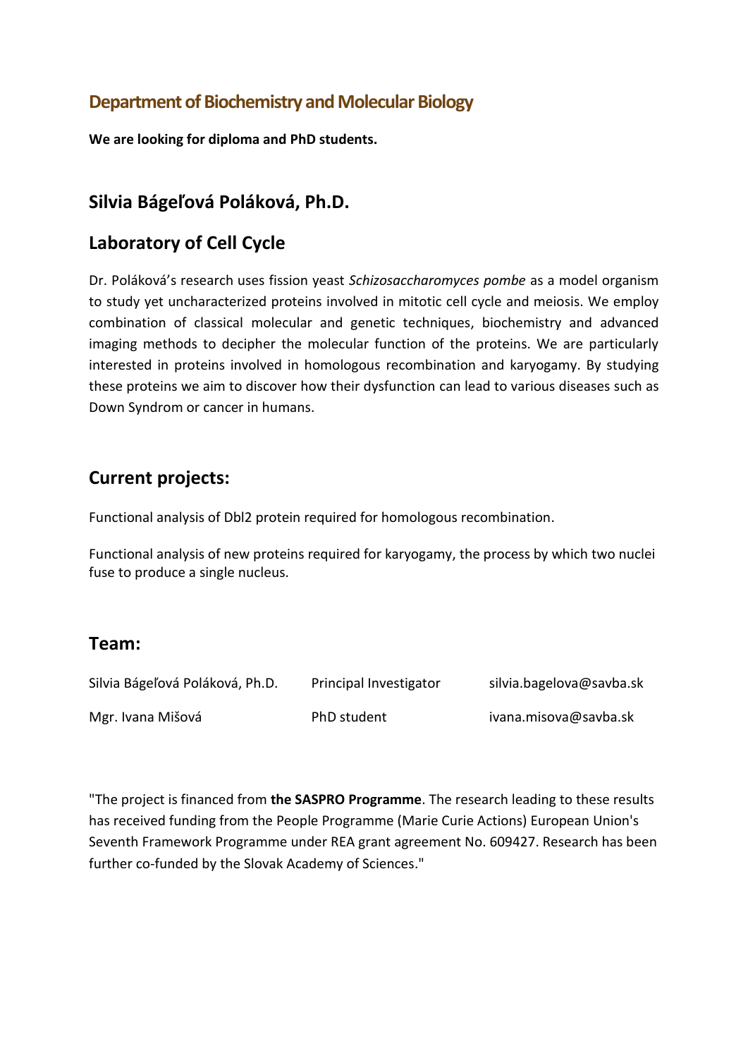## Department of Biochemistry and Molecular Biology

**We are looking for diploma and PhD students.**

## Silvia Bágeľová Poláková, Ph.D.

## Laboratory of Cell Cycle

Dr. Poláková's research uses fission yeast *Schizosaccharomyces pombe* as a model organism to study yet uncharacterized proteins involved in mitotic cell cycle and meiosis. We employ combination of classical molecular and genetic techniques, biochemistry and advanced imaging methods to decipher the molecular function of the proteins. We are particularly interested in proteins involved in homologous recombination and karyogamy. By studying these proteins we aim to discover how their dysfunction can lead to various diseases such as Down Syndrom or cancer in humans.

## Current projects:

Functional analysis of Dbl2 protein required for homologous recombination.

Functional analysis of new proteins required for karyogamy, the process by which two nuclei fuse to produce a single nucleus.

## Team:

| | | |
|---|---|---|
| Silvia Bágeľová Poláková, Ph.D. | Principal Investigator | silvia.bagelova@savba.sk |
| Mgr. Ivana Mišová | PhD student | ivana.misova@savba.sk |

"The project is financed from **the SASPRO Programme**. The research leading to these results has received funding from the People Programme (Marie Curie Actions) European Union's Seventh Framework Programme under REA grant agreement No. 609427. Research has been further co-funded by the Slovak Academy of Sciences."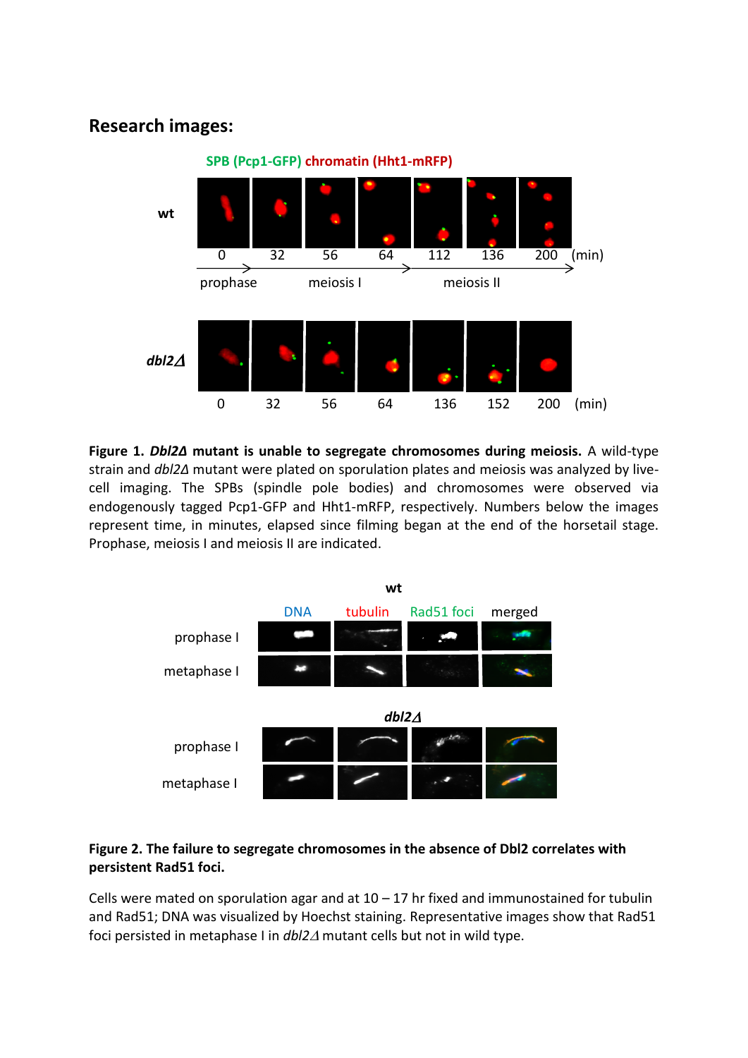## Research images:

**Figure 1. *Dbl2Δ* mutant is unable to segregate chromosomes during meiosis.** A wild-type strain and *dbl2Δ* mutant were plated on sporulation plates and meiosis was analyzed by live-cell imaging. The SPBs (spindle pole bodies) and chromosomes were observed via endogenously tagged Pcp1-GFP and Hht1-mRFP, respectively. Numbers below the images represent time, in minutes, elapsed since filming began at the end of the horsetail stage. Prophase, meiosis I and meiosis II are indicated.

**Figure 2. The failure to segregate chromosomes in the absence of Dbl2 correlates with persistent Rad51 foci.**

Cells were mated on sporulation agar and at 10 – 17 hr fixed and immunostained for tubulin and Rad51; DNA was visualized by Hoechst staining. Representative images show that Rad51 foci persisted in metaphase I in *dbl2Δ* mutant cells but not in wild type.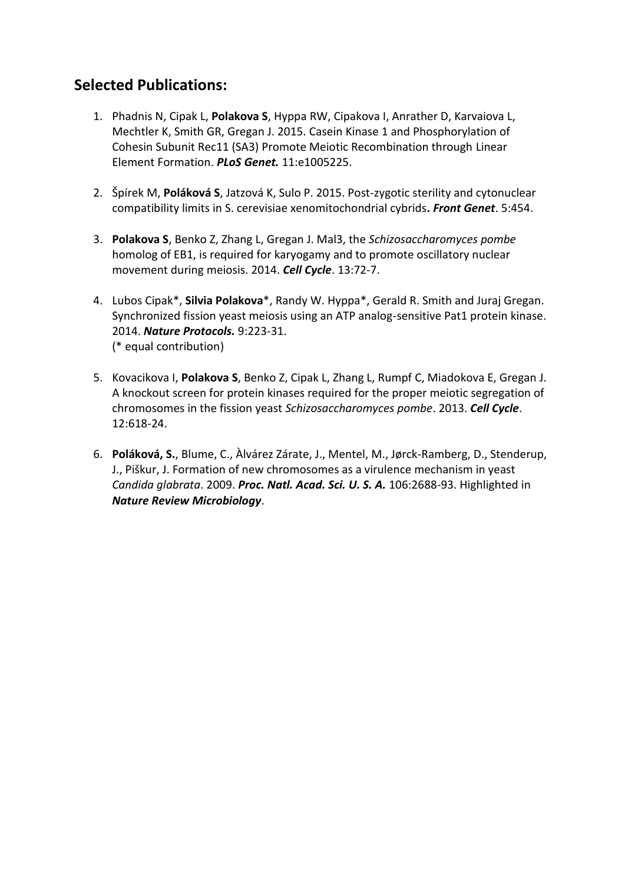## Selected Publications:

1. Phadnis N, Cipak L, **Polakova S**, Hyppa RW, Cipakova I, Anrather D, Karvaiova L, Mechtler K, Smith GR, Gregan J. 2015. Casein Kinase 1 and Phosphorylation of Cohesin Subunit Rec11 (SA3) Promote Meiotic Recombination through Linear Element Formation. ***PLoS Genet.*** 11:e1005225.

2. Špírek M, **Poláková S**, Jatzová K, Sulo P. 2015. Post-zygotic sterility and cytonuclear compatibility limits in S. cerevisiae xenomitochondrial cybrids**.** ***Front Genet***. 5:454.

3. **Polakova S**, Benko Z, Zhang L, Gregan J. Mal3, the *Schizosaccharomyces pombe* homolog of EB1, is required for karyogamy and to promote oscillatory nuclear movement during meiosis. 2014. ***Cell Cycle***. 13:72-7.

4. Lubos Cipak*, **Silvia Polakova***, Randy W. Hyppa*, Gerald R. Smith and Juraj Gregan. Synchronized fission yeast meiosis using an ATP analog-sensitive Pat1 protein kinase. 2014. ***Nature Protocols.*** 9:223-31.
   (* equal contribution)

5. Kovacikova I, **Polakova S**, Benko Z, Cipak L, Zhang L, Rumpf C, Miadokova E, Gregan J. A knockout screen for protein kinases required for the proper meiotic segregation of chromosomes in the fission yeast *Schizosaccharomyces pombe*. 2013. ***Cell Cycle***. 12:618-24.

6. **Poláková, S.**, Blume, C., Àlvárez Zárate, J., Mentel, M., Jørck-Ramberg, D., Stenderup, J., Piškur, J. Formation of new chromosomes as a virulence mechanism in yeast *Candida glabrata*. 2009. ***Proc. Natl. Acad. Sci. U. S. A.*** 106:2688-93. Highlighted in ***Nature Review Microbiology***.